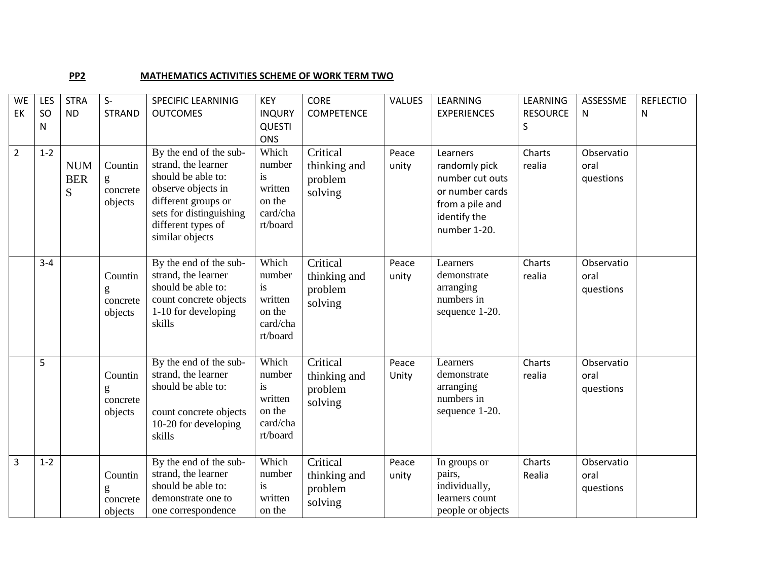**PP2** **MATHEMATICS ACTIVITIES SCHEME OF WORK TERM TWO**

| WEEK | LESSON | STRAND | S-STRAND | SPECIFIC LEARNINIG OUTCOMES | KEY INQURY QUESTIONS | CORE COMPETENCE | VALUES | LEARNING EXPERIENCES | LEARNING RESOURCES | ASSESSMEN | REFLECTION |
|---|---|---|---|---|---|---|---|---|---|---|---|
| 2 | 1-2 | NUMBERS | Counting concrete objects | By the end of the sub-strand, the learner should be able to: observe objects in different groups or sets for distinguishing different types of similar objects | Which number is written on the card/chart/board | Critical thinking and problem solving | Peace unity | Learners randomly pick number cut outs or number cards from a pile and identify the number 1-20. | Charts realia | Observatio oral questions | |
| | 3-4 | | Counting concrete objects | By the end of the sub-strand, the learner should be able to: count concrete objects 1-10 for developing skills | Which number is written on the card/chart/board | Critical thinking and problem solving | Peace unity | Learners demonstrate arranging numbers in sequence 1-20. | Charts realia | Observatio oral questions | |
| | 5 | | Counting concrete objects | By the end of the sub-strand, the learner should be able to: count concrete objects 10-20 for developing skills | Which number is written on the card/chart/board | Critical thinking and problem solving | Peace Unity | Learners demonstrate arranging numbers in sequence 1-20. | Charts realia | Observatio oral questions | |
| 3 | 1-2 | | Counting concrete objects | By the end of the sub-strand, the learner should be able to: demonstrate one to one correspondence | Which number is written on the | Critical thinking and problem solving | Peace unity | In groups or pairs, individually, learners count people or objects | Charts Realia | Observatio oral questions | |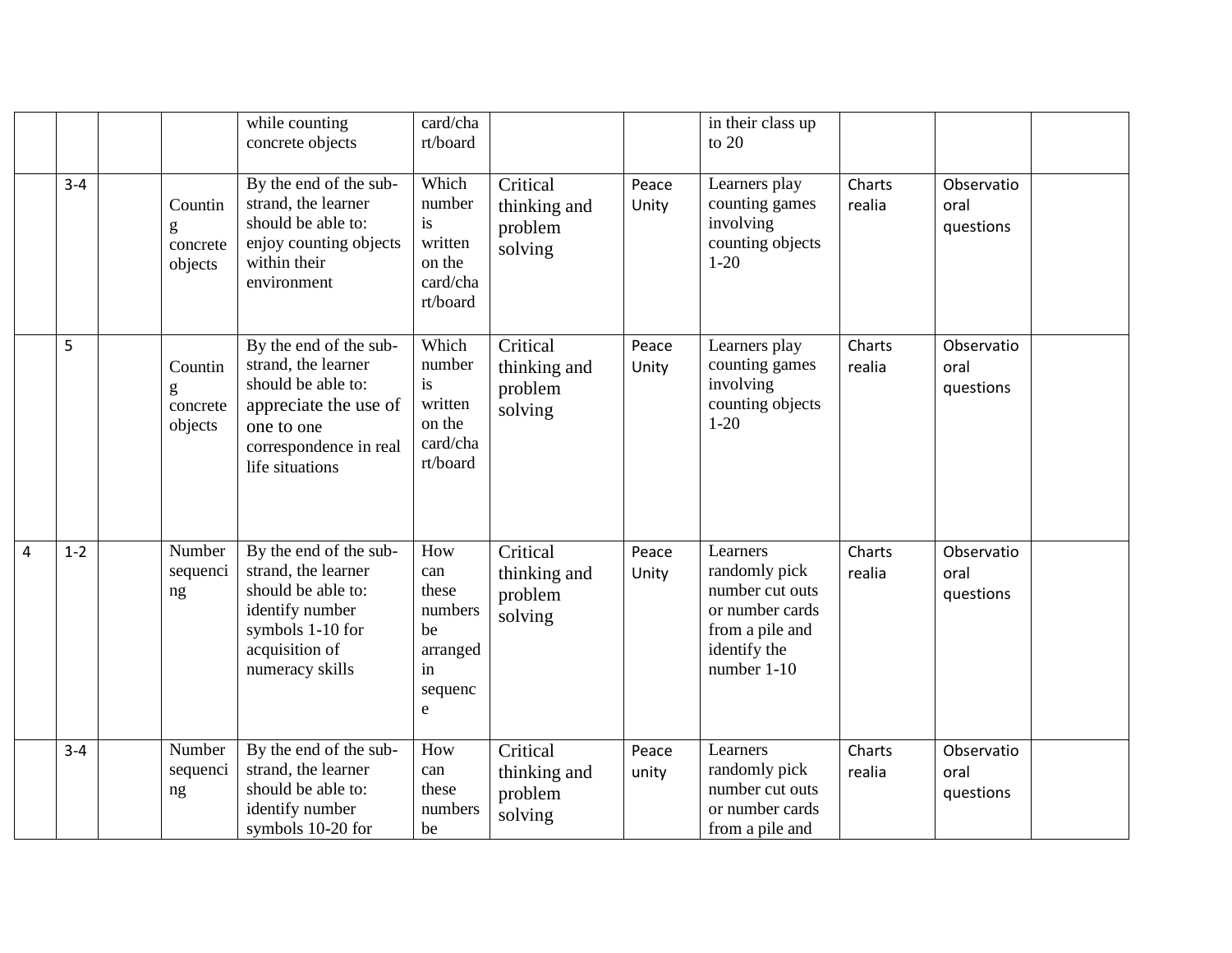| | | | | | | | | | | | |
|---|---|---|---|---|---|---|---|---|---|---|---|
| | | | | while counting concrete objects | card/chart/board | | | in their class up to 20 | | | |
| | 3-4 | | Counting concrete objects | By the end of the sub-strand, the learner should be able to: enjoy counting objects within their environment | Which number is written on the card/chart/board | Critical thinking and problem solving | Peace Unity | Learners play counting games involving counting objects 1-20 | Charts realia | Observatio oral questions | |
| | 5 | | Counting concrete objects | By the end of the sub-strand, the learner should be able to: appreciate the use of one to one correspondence in real life situations | Which number is written on the card/chart/board | Critical thinking and problem solving | Peace Unity | Learners play counting games involving counting objects 1-20 | Charts realia | Observatio oral questions | |
| 4 | 1-2 | | Number sequencing | By the end of the sub-strand, the learner should be able to: identify number symbols 1-10 for acquisition of numeracy skills | How can these numbers be arranged in sequence | Critical thinking and problem solving | Peace Unity | Learners randomly pick number cut outs or number cards from a pile and identify the number 1-10 | Charts realia | Observatio oral questions | |
| | 3-4 | | Number sequencing | By the end of the sub-strand, the learner should be able to: identify number symbols 10-20 for | How can these numbers be | Critical thinking and problem solving | Peace unity | Learners randomly pick number cut outs or number cards from a pile and | Charts realia | Observatio oral questions | |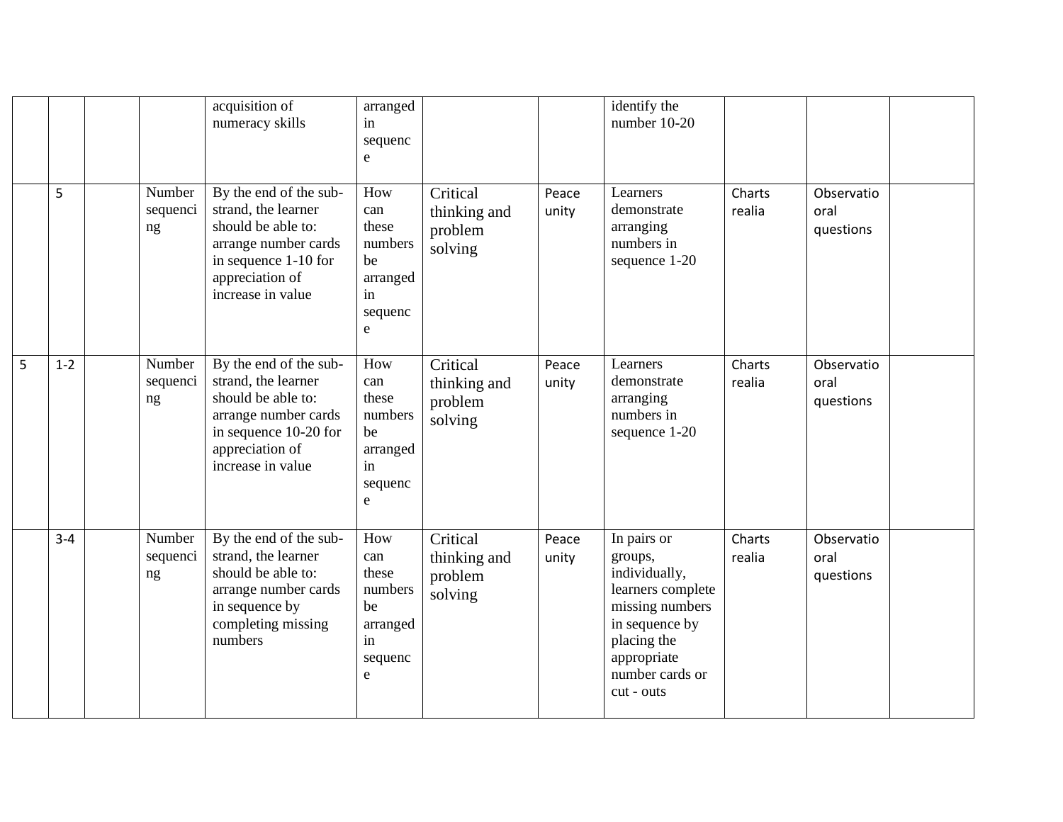| | | | | | | | | | | | |
|---|---|---|---|---|---|---|---|---|---|---|---|
| | | | | acquisition of numeracy skills | arranged in sequence | | | identify the number 10-20 | | | |
| | 5 | | Number sequencing | By the end of the sub-strand, the learner should be able to: arrange number cards in sequence 1-10 for appreciation of increase in value | How can these numbers be arranged in sequence | Critical thinking and problem solving | Peace unity | Learners demonstrate arranging numbers in sequence 1-20 | Charts realia | Observatio oral questions | |
| 5 | 1-2 | | Number sequencing | By the end of the sub-strand, the learner should be able to: arrange number cards in sequence 10-20 for appreciation of increase in value | How can these numbers be arranged in sequence | Critical thinking and problem solving | Peace unity | Learners demonstrate arranging numbers in sequence 1-20 | Charts realia | Observatio oral questions | |
| | 3-4 | | Number sequencing | By the end of the sub-strand, the learner should be able to: arrange number cards in sequence by completing missing numbers | How can these numbers be arranged in sequence | Critical thinking and problem solving | Peace unity | In pairs or groups, individually, learners complete missing numbers in sequence by placing the appropriate number cards or cut - outs | Charts realia | Observatio oral questions | |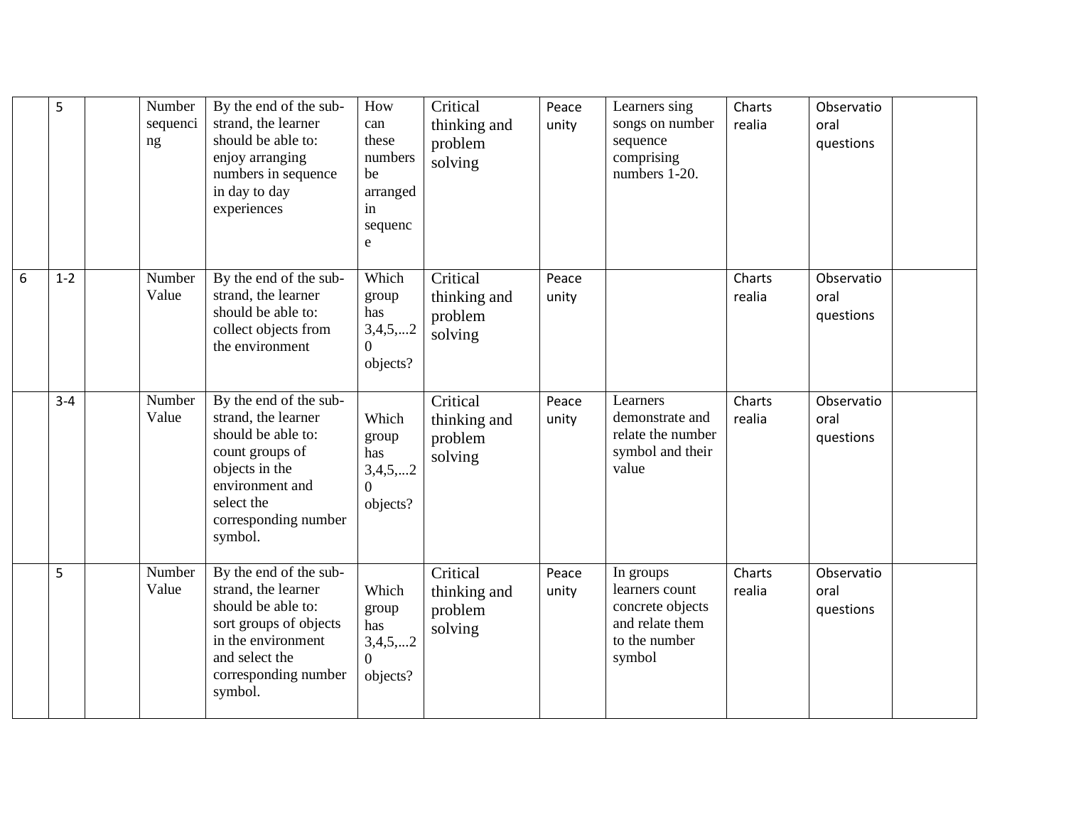|  |  |  |  |  |  |  |  |  |  |  |  |
|---|---|---|---|---|---|---|---|---|---|---|---|
|  | 5 |  | Number sequencing | By the end of the sub-strand, the learner should be able to: enjoy arranging numbers in sequence in day to day experiences | How can these numbers be arranged in sequence | Critical thinking and problem solving | Peace unity | Learners sing songs on number sequence comprising numbers 1-20. | Charts realia | Observatio oral questions |  |
| 6 | 1-2 |  | Number Value | By the end of the sub-strand, the learner should be able to: collect objects from the environment | Which group has 3,4,5,...20 objects? | Critical thinking and problem solving | Peace unity |  | Charts realia | Observatio oral questions |  |
|  | 3-4 |  | Number Value | By the end of the sub-strand, the learner should be able to: count groups of objects in the environment and select the corresponding number symbol. | Which group has 3,4,5,...20 objects? | Critical thinking and problem solving | Peace unity | Learners demonstrate and relate the number symbol and their value | Charts realia | Observatio oral questions |  |
|  | 5 |  | Number Value | By the end of the sub-strand, the learner should be able to: sort groups of objects in the environment and select the corresponding number symbol. | Which group has 3,4,5,...20 objects? | Critical thinking and problem solving | Peace unity | In groups learners count concrete objects and relate them to the number symbol | Charts realia | Observatio oral questions |  |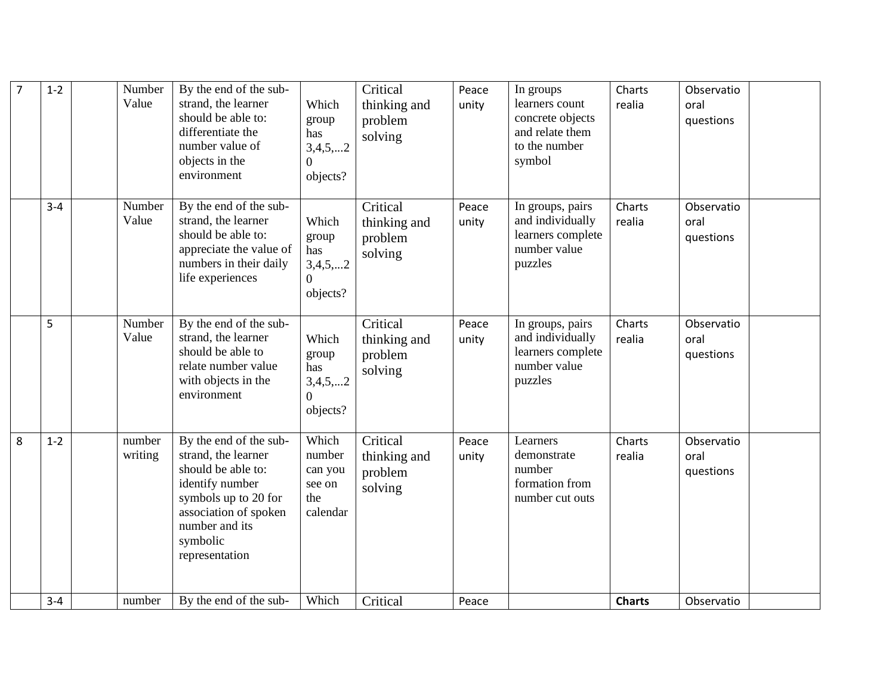| 7 | 1-2 | | Number Value | By the end of the sub-strand, the learner should be able to: differentiate the number value of objects in the environment | Which group has 3,4,5,...20 objects? | Critical thinking and problem solving | Peace unity | In groups learners count concrete objects and relate them to the number symbol | Charts realia | Observatio oral questions | |
|---|---|---|---|---|---|---|---|---|---|---|---|
| | 3-4 | | Number Value | By the end of the sub-strand, the learner should be able to: appreciate the value of numbers in their daily life experiences | Which group has 3,4,5,...20 objects? | Critical thinking and problem solving | Peace unity | In groups, pairs and individually learners complete number value puzzles | Charts realia | Observatio oral questions | |
| | 5 | | Number Value | By the end of the sub-strand, the learner should be able to relate number value with objects in the environment | Which group has 3,4,5,...20 objects? | Critical thinking and problem solving | Peace unity | In groups, pairs and individually learners complete number value puzzles | Charts realia | Observatio oral questions | |
| 8 | 1-2 | | number writing | By the end of the sub-strand, the learner should be able to: identify number symbols up to 20 for association of spoken number and its symbolic representation | Which number can you see on the calendar | Critical thinking and problem solving | Peace unity | Learners demonstrate number formation from number cut outs | Charts realia | Observatio oral questions | |
| | 3-4 | | number | By the end of the sub- | Which | Critical | Peace | | **Charts** | Observatio | |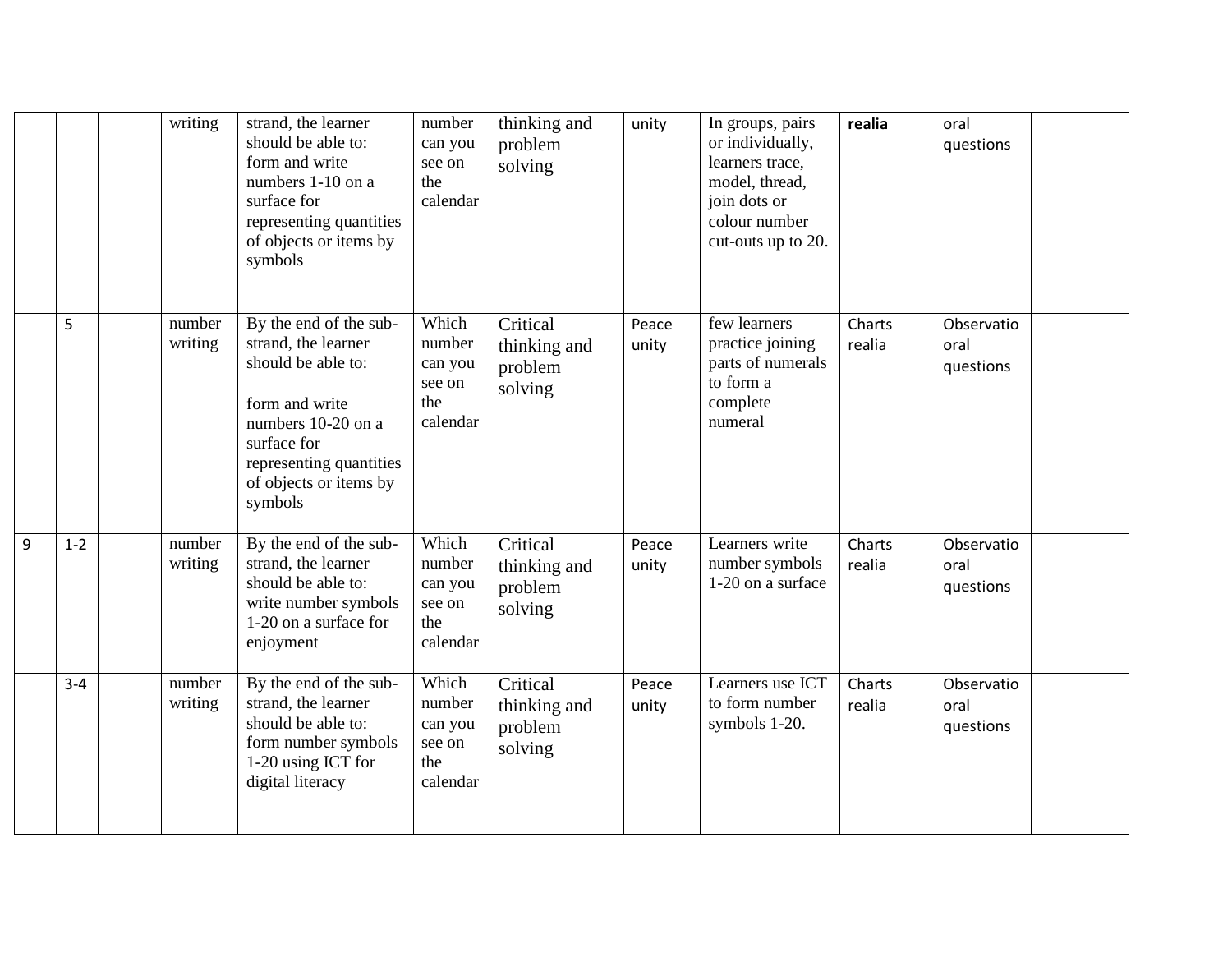| | | | | | | | | | | | |
|---|---|---|---|---|---|---|---|---|---|---|---|
| | | | writing | strand, the learner should be able to: form and write numbers 1-10 on a surface for representing quantities of objects or items by symbols | number can you see on the calendar | thinking and problem solving | unity | In groups, pairs or individually, learners trace, model, thread, join dots or colour number cut-outs up to 20. | **realia** | oral questions | |
| | 5 | | number writing | By the end of the sub-strand, the learner should be able to: form and write numbers 10-20 on a surface for representing quantities of objects or items by symbols | Which number can you see on the calendar | Critical thinking and problem solving | Peace unity | few learners practice joining parts of numerals to form a complete numeral | Charts realia | Observatio oral questions | |
| 9 | 1-2 | | number writing | By the end of the sub-strand, the learner should be able to: write number symbols 1-20 on a surface for enjoyment | Which number can you see on the calendar | Critical thinking and problem solving | Peace unity | Learners write number symbols 1-20 on a surface | Charts realia | Observatio oral questions | |
| | 3-4 | | number writing | By the end of the sub-strand, the learner should be able to: form number symbols 1-20 using ICT for digital literacy | Which number can you see on the calendar | Critical thinking and problem solving | Peace unity | Learners use ICT to form number symbols 1-20. | Charts realia | Observatio oral questions | |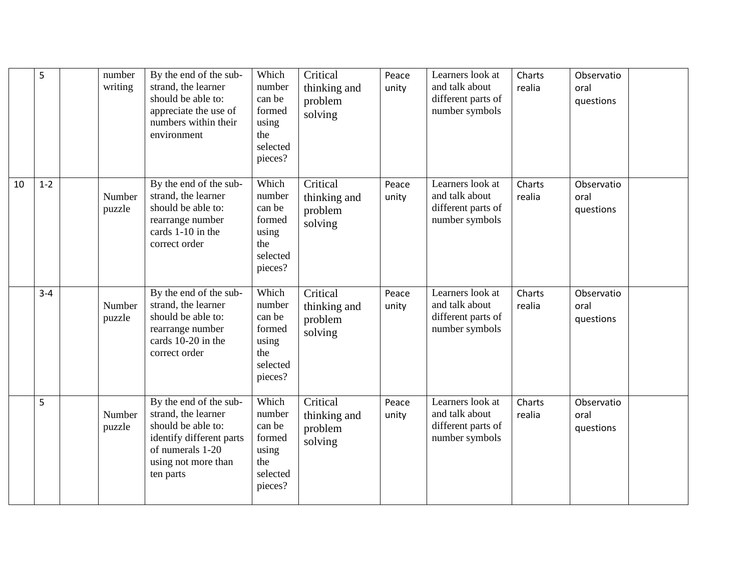| | 5 | | number writing | By the end of the sub-strand, the learner should be able to: appreciate the use of numbers within their environment | Which number can be formed using the selected pieces? | Critical thinking and problem solving | Peace unity | Learners look at and talk about different parts of number symbols | Charts realia | Observatio oral questions | |
|---|---|---|---|---|---|---|---|---|---|---|---|
| 10 | 1-2 | | Number puzzle | By the end of the sub-strand, the learner should be able to: rearrange number cards 1-10 in the correct order | Which number can be formed using the selected pieces? | Critical thinking and problem solving | Peace unity | Learners look at and talk about different parts of number symbols | Charts realia | Observatio oral questions | |
| | 3-4 | | Number puzzle | By the end of the sub-strand, the learner should be able to: rearrange number cards 10-20 in the correct order | Which number can be formed using the selected pieces? | Critical thinking and problem solving | Peace unity | Learners look at and talk about different parts of number symbols | Charts realia | Observatio oral questions | |
| | 5 | | Number puzzle | By the end of the sub-strand, the learner should be able to: identify different parts of numerals 1-20 using not more than ten parts | Which number can be formed using the selected pieces? | Critical thinking and problem solving | Peace unity | Learners look at and talk about different parts of number symbols | Charts realia | Observatio oral questions | |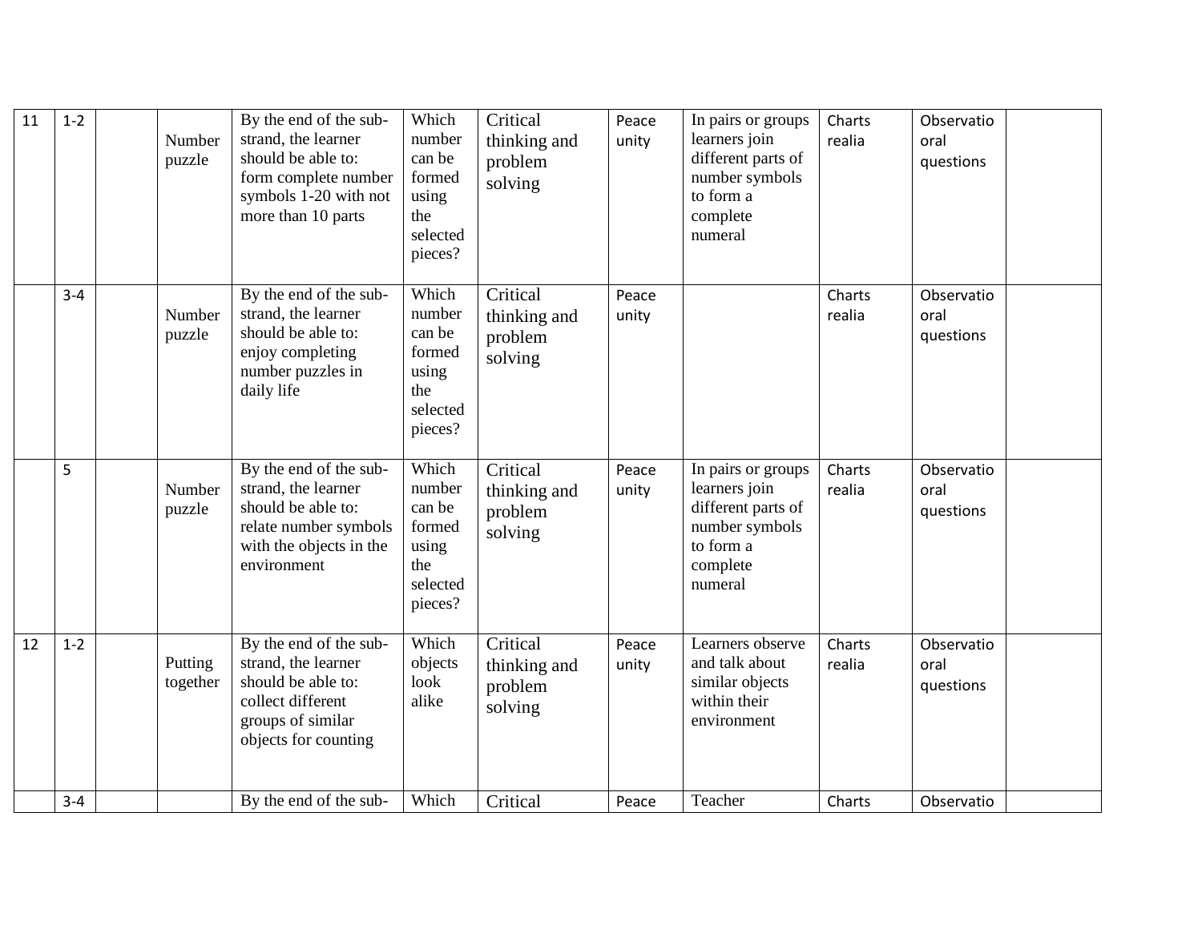| 11 | 1-2 | | Number puzzle | By the end of the sub-strand, the learner should be able to: form complete number symbols 1-20 with not more than 10 parts | Which number can be formed using the selected pieces? | Critical thinking and problem solving | Peace unity | In pairs or groups learners join different parts of number symbols to form a complete numeral | Charts realia | Observatio oral questions | |
|---|---|---|---|---|---|---|---|---|---|---|---|
| | 3-4 | | Number puzzle | By the end of the sub-strand, the learner should be able to: enjoy completing number puzzles in daily life | Which number can be formed using the selected pieces? | Critical thinking and problem solving | Peace unity | | Charts realia | Observatio oral questions | |
| | 5 | | Number puzzle | By the end of the sub-strand, the learner should be able to: relate number symbols with the objects in the environment | Which number can be formed using the selected pieces? | Critical thinking and problem solving | Peace unity | In pairs or groups learners join different parts of number symbols to form a complete numeral | Charts realia | Observatio oral questions | |
| 12 | 1-2 | | Putting together | By the end of the sub-strand, the learner should be able to: collect different groups of similar objects for counting | Which objects look alike | Critical thinking and problem solving | Peace unity | Learners observe and talk about similar objects within their environment | Charts realia | Observatio oral questions | |
| | 3-4 | | | By the end of the sub- | Which | Critical | Peace | Teacher | Charts | Observatio | |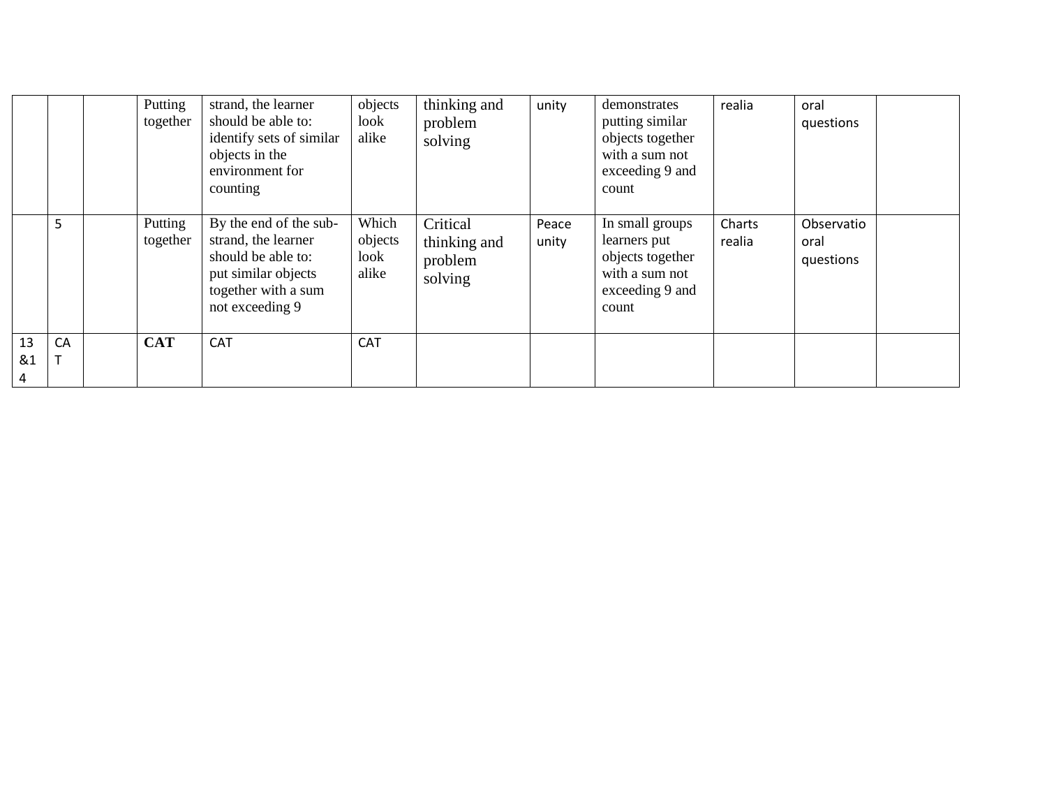| | | | | | | | | | | | |
|---|---|---|---|---|---|---|---|---|---|---|---|
| | | | Putting together | strand, the learner should be able to: identify sets of similar objects in the environment for counting | objects look alike | thinking and problem solving | unity | demonstrates putting similar objects together with a sum not exceeding 9 and count | realia | oral questions | |
| | 5 | | Putting together | By the end of the sub-strand, the learner should be able to: put similar objects together with a sum not exceeding 9 | Which objects look alike | Critical thinking and problem solving | Peace unity | In small groups learners put objects together with a sum not exceeding 9 and count | Charts realia | Observatio oral questions | |
| 13 &14 | CAT | | **CAT** | CAT | CAT | | | | | | |